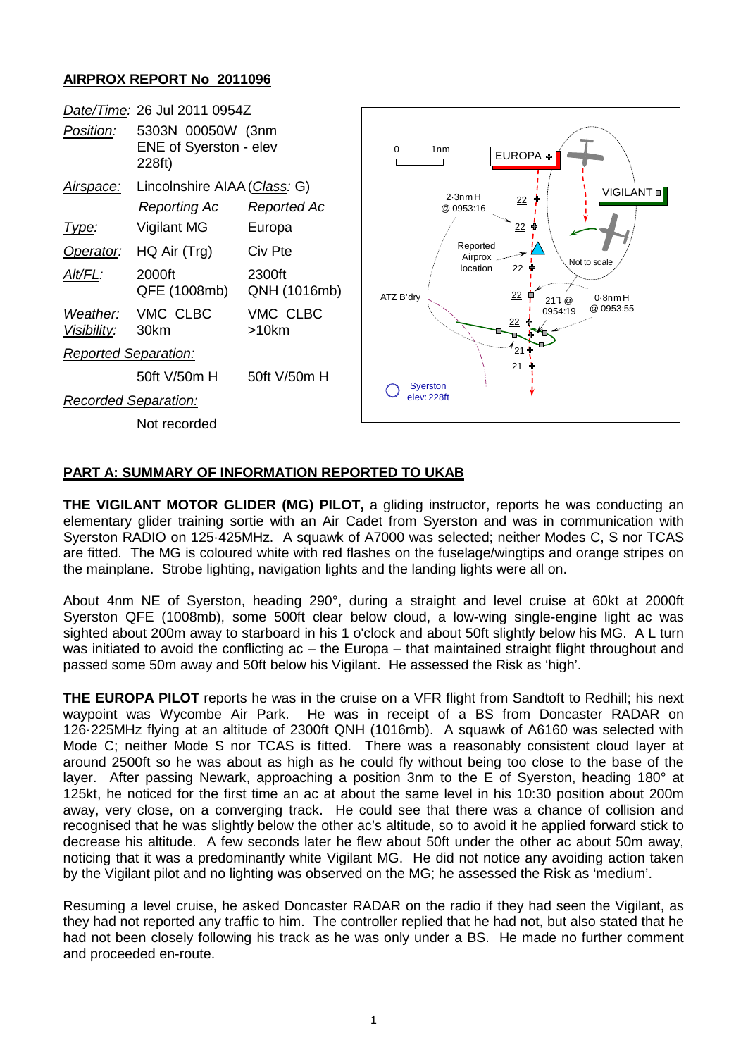## AIRPROX REPORT No 2011096

| | | |
|---|---|---|
| *Date/Time*: | 26 Jul 2011 0954Z | |
| *Position*: | 5303N 00050W (3nm ENE of Syerston - elev 228ft) | |
| *Airspace*: | Lincolnshire AIAA (*Class*: G) | |
| | *Reporting Ac* | *Reported Ac* |
| *Type*: | Vigilant MG | Europa |
| *Operator*: | HQ Air (Trg) | Civ Pte |
| *Alt/FL*: | 2000ft QFE (1008mb) | 2300ft QNH (1016mb) |
| *Weather*: | VMC CLBC | VMC CLBC |
| *Visibility*: | 30km | >10km |
| *Reported Separation*: | | |
| | 50ft V/50m H | 50ft V/50m H |
| *Recorded Separation*: | | |
| | Not recorded | |

### PART A: SUMMARY OF INFORMATION REPORTED TO UKAB

**THE VIGILANT MOTOR GLIDER (MG) PILOT,** a gliding instructor, reports he was conducting an elementary glider training sortie with an Air Cadet from Syerston and was in communication with Syerston RADIO on 125·425MHz. A squawk of A7000 was selected; neither Modes C, S nor TCAS are fitted. The MG is coloured white with red flashes on the fuselage/wingtips and orange stripes on the mainplane. Strobe lighting, navigation lights and the landing lights were all on.

About 4nm NE of Syerston, heading 290°, during a straight and level cruise at 60kt at 2000ft Syerston QFE (1008mb), some 500ft clear below cloud, a low-wing single-engine light ac was sighted about 200m away to starboard in his 1 o'clock and about 50ft slightly below his MG. A L turn was initiated to avoid the conflicting ac – the Europa – that maintained straight flight throughout and passed some 50m away and 50ft below his Vigilant. He assessed the Risk as 'high'.

**THE EUROPA PILOT** reports he was in the cruise on a VFR flight from Sandtoft to Redhill; his next waypoint was Wycombe Air Park. He was in receipt of a BS from Doncaster RADAR on 126·225MHz flying at an altitude of 2300ft QNH (1016mb). A squawk of A6160 was selected with Mode C; neither Mode S nor TCAS is fitted. There was a reasonably consistent cloud layer at around 2500ft so he was about as high as he could fly without being too close to the base of the layer. After passing Newark, approaching a position 3nm to the E of Syerston, heading 180° at 125kt, he noticed for the first time an ac at about the same level in his 10:30 position about 200m away, very close, on a converging track. He could see that there was a chance of collision and recognised that he was slightly below the other ac's altitude, so to avoid it he applied forward stick to decrease his altitude. A few seconds later he flew about 50ft under the other ac about 50m away, noticing that it was a predominantly white Vigilant MG. He did not notice any avoiding action taken by the Vigilant pilot and no lighting was observed on the MG; he assessed the Risk as 'medium'.

Resuming a level cruise, he asked Doncaster RADAR on the radio if they had seen the Vigilant, as they had not reported any traffic to him. The controller replied that he had not, but also stated that he had not been closely following his track as he was only under a BS. He made no further comment and proceeded en-route.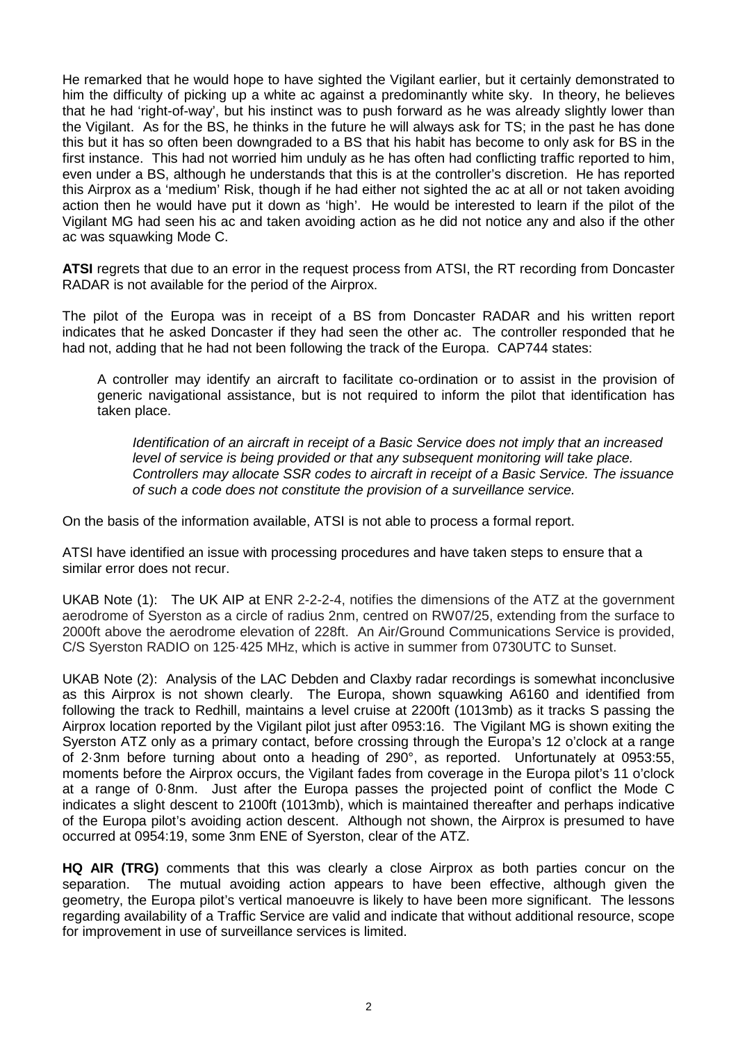He remarked that he would hope to have sighted the Vigilant earlier, but it certainly demonstrated to him the difficulty of picking up a white ac against a predominantly white sky. In theory, he believes that he had 'right-of-way', but his instinct was to push forward as he was already slightly lower than the Vigilant. As for the BS, he thinks in the future he will always ask for TS; in the past he has done this but it has so often been downgraded to a BS that his habit has become to only ask for BS in the first instance. This had not worried him unduly as he has often had conflicting traffic reported to him, even under a BS, although he understands that this is at the controller's discretion. He has reported this Airprox as a 'medium' Risk, though if he had either not sighted the ac at all or not taken avoiding action then he would have put it down as 'high'. He would be interested to learn if the pilot of the Vigilant MG had seen his ac and taken avoiding action as he did not notice any and also if the other ac was squawking Mode C.

**ATSI** regrets that due to an error in the request process from ATSI, the RT recording from Doncaster RADAR is not available for the period of the Airprox.

The pilot of the Europa was in receipt of a BS from Doncaster RADAR and his written report indicates that he asked Doncaster if they had seen the other ac. The controller responded that he had not, adding that he had not been following the track of the Europa. CAP744 states:

> A controller may identify an aircraft to facilitate co-ordination or to assist in the provision of generic navigational assistance, but is not required to inform the pilot that identification has taken place.
>
> > *Identification of an aircraft in receipt of a Basic Service does not imply that an increased level of service is being provided or that any subsequent monitoring will take place. Controllers may allocate SSR codes to aircraft in receipt of a Basic Service. The issuance of such a code does not constitute the provision of a surveillance service.*

On the basis of the information available, ATSI is not able to process a formal report.

ATSI have identified an issue with processing procedures and have taken steps to ensure that a similar error does not recur.

UKAB Note (1): The UK AIP at ENR 2-2-2-4, notifies the dimensions of the ATZ at the government aerodrome of Syerston as a circle of radius 2nm, centred on RW07/25, extending from the surface to 2000ft above the aerodrome elevation of 228ft. An Air/Ground Communications Service is provided, C/S Syerston RADIO on 125·425 MHz, which is active in summer from 0730UTC to Sunset.

UKAB Note (2): Analysis of the LAC Debden and Claxby radar recordings is somewhat inconclusive as this Airprox is not shown clearly. The Europa, shown squawking A6160 and identified from following the track to Redhill, maintains a level cruise at 2200ft (1013mb) as it tracks S passing the Airprox location reported by the Vigilant pilot just after 0953:16. The Vigilant MG is shown exiting the Syerston ATZ only as a primary contact, before crossing through the Europa's 12 o'clock at a range of 2·3nm before turning about onto a heading of 290°, as reported. Unfortunately at 0953:55, moments before the Airprox occurs, the Vigilant fades from coverage in the Europa pilot's 11 o'clock at a range of 0·8nm. Just after the Europa passes the projected point of conflict the Mode C indicates a slight descent to 2100ft (1013mb), which is maintained thereafter and perhaps indicative of the Europa pilot's avoiding action descent. Although not shown, the Airprox is presumed to have occurred at 0954:19, some 3nm ENE of Syerston, clear of the ATZ.

**HQ AIR (TRG)** comments that this was clearly a close Airprox as both parties concur on the separation. The mutual avoiding action appears to have been effective, although given the geometry, the Europa pilot's vertical manoeuvre is likely to have been more significant. The lessons regarding availability of a Traffic Service are valid and indicate that without additional resource, scope for improvement in use of surveillance services is limited.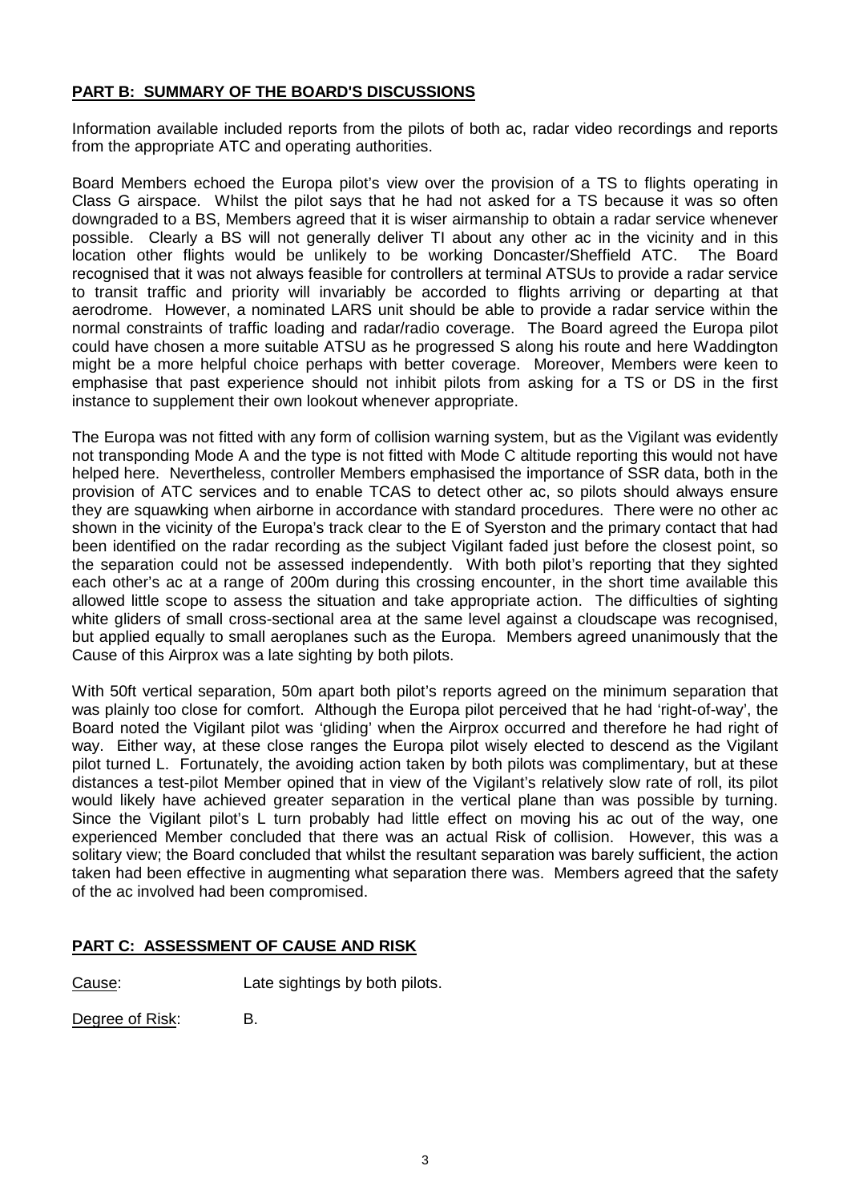## PART B: SUMMARY OF THE BOARD'S DISCUSSIONS

Information available included reports from the pilots of both ac, radar video recordings and reports from the appropriate ATC and operating authorities.

Board Members echoed the Europa pilot's view over the provision of a TS to flights operating in Class G airspace. Whilst the pilot says that he had not asked for a TS because it was so often downgraded to a BS, Members agreed that it is wiser airmanship to obtain a radar service whenever possible. Clearly a BS will not generally deliver TI about any other ac in the vicinity and in this location other flights would be unlikely to be working Doncaster/Sheffield ATC. The Board recognised that it was not always feasible for controllers at terminal ATSUs to provide a radar service to transit traffic and priority will invariably be accorded to flights arriving or departing at that aerodrome. However, a nominated LARS unit should be able to provide a radar service within the normal constraints of traffic loading and radar/radio coverage. The Board agreed the Europa pilot could have chosen a more suitable ATSU as he progressed S along his route and here Waddington might be a more helpful choice perhaps with better coverage. Moreover, Members were keen to emphasise that past experience should not inhibit pilots from asking for a TS or DS in the first instance to supplement their own lookout whenever appropriate.

The Europa was not fitted with any form of collision warning system, but as the Vigilant was evidently not transponding Mode A and the type is not fitted with Mode C altitude reporting this would not have helped here. Nevertheless, controller Members emphasised the importance of SSR data, both in the provision of ATC services and to enable TCAS to detect other ac, so pilots should always ensure they are squawking when airborne in accordance with standard procedures. There were no other ac shown in the vicinity of the Europa's track clear to the E of Syerston and the primary contact that had been identified on the radar recording as the subject Vigilant faded just before the closest point, so the separation could not be assessed independently. With both pilot's reporting that they sighted each other's ac at a range of 200m during this crossing encounter, in the short time available this allowed little scope to assess the situation and take appropriate action. The difficulties of sighting white gliders of small cross-sectional area at the same level against a cloudscape was recognised, but applied equally to small aeroplanes such as the Europa. Members agreed unanimously that the Cause of this Airprox was a late sighting by both pilots.

With 50ft vertical separation, 50m apart both pilot's reports agreed on the minimum separation that was plainly too close for comfort. Although the Europa pilot perceived that he had 'right-of-way', the Board noted the Vigilant pilot was 'gliding' when the Airprox occurred and therefore he had right of way. Either way, at these close ranges the Europa pilot wisely elected to descend as the Vigilant pilot turned L. Fortunately, the avoiding action taken by both pilots was complimentary, but at these distances a test-pilot Member opined that in view of the Vigilant's relatively slow rate of roll, its pilot would likely have achieved greater separation in the vertical plane than was possible by turning. Since the Vigilant pilot's L turn probably had little effect on moving his ac out of the way, one experienced Member concluded that there was an actual Risk of collision. However, this was a solitary view; the Board concluded that whilst the resultant separation was barely sufficient, the action taken had been effective in augmenting what separation there was. Members agreed that the safety of the ac involved had been compromised.

## PART C: ASSESSMENT OF CAUSE AND RISK

Cause: Late sightings by both pilots.

Degree of Risk: B.